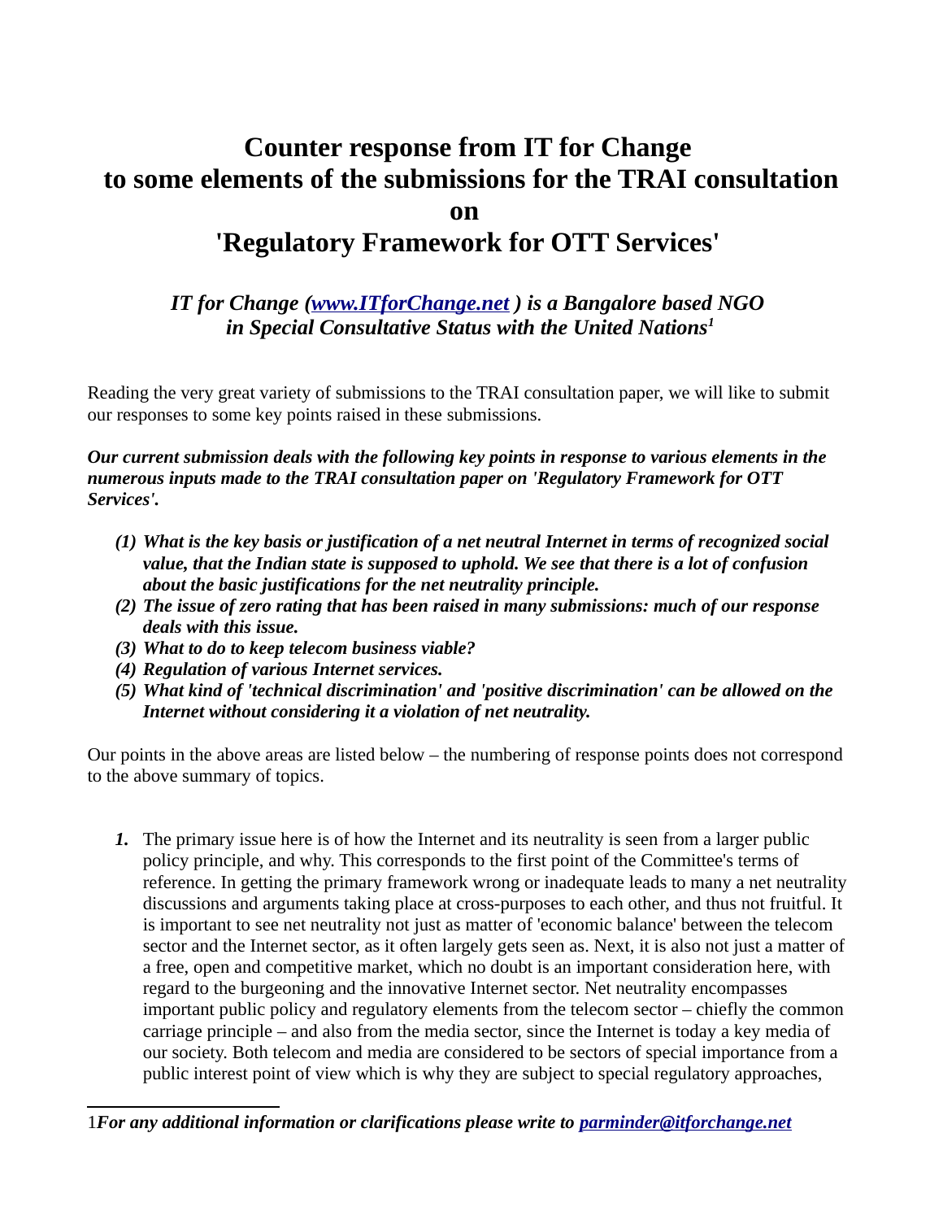# Counter response from IT for Change to some elements of the submissions for the TRAI consultation on 'Regulatory Framework for OTT Services'

***IT for Change ([www.ITforChange.net](http://www.ITforChange.net) ) is a Bangalore based NGO in Special Consultative Status with the United Nations[1]***

Reading the very great variety of submissions to the TRAI consultation paper, we will like to submit our responses to some key points raised in these submissions.

***Our current submission deals with the following key points in response to various elements in the numerous inputs made to the TRAI consultation paper on 'Regulatory Framework for OTT Services'.***

- ***(1) What is the key basis or justification of a net neutral Internet in terms of recognized social value, that the Indian state is supposed to uphold. We see that there is a lot of confusion about the basic justifications for the net neutrality principle.***
- ***(2) The issue of zero rating that has been raised in many submissions: much of our response deals with this issue.***
- ***(3) What to do to keep telecom business viable?***
- ***(4) Regulation of various Internet services.***
- ***(5) What kind of 'technical discrimination' and 'positive discrimination' can be allowed on the Internet without considering it a violation of net neutrality.***

Our points in the above areas are listed below – the numbering of response points does not correspond to the above summary of topics.

1. The primary issue here is of how the Internet and its neutrality is seen from a larger public policy principle, and why. This corresponds to the first point of the Committee's terms of reference. In getting the primary framework wrong or inadequate leads to many a net neutrality discussions and arguments taking place at cross-purposes to each other, and thus not fruitful. It is important to see net neutrality not just as matter of 'economic balance' between the telecom sector and the Internet sector, as it often largely gets seen as. Next, it is also not just a matter of a free, open and competitive market, which no doubt is an important consideration here, with regard to the burgeoning and the innovative Internet sector. Net neutrality encompasses important public policy and regulatory elements from the telecom sector – chiefly the common carriage principle – and also from the media sector, since the Internet is today a key media of our society. Both telecom and media are considered to be sectors of special importance from a public interest point of view which is why they are subject to special regulatory approaches,

---

[1] ***For any additional information or clarifications please write to [parminder@itforchange.net](mailto:parminder@itforchange.net)***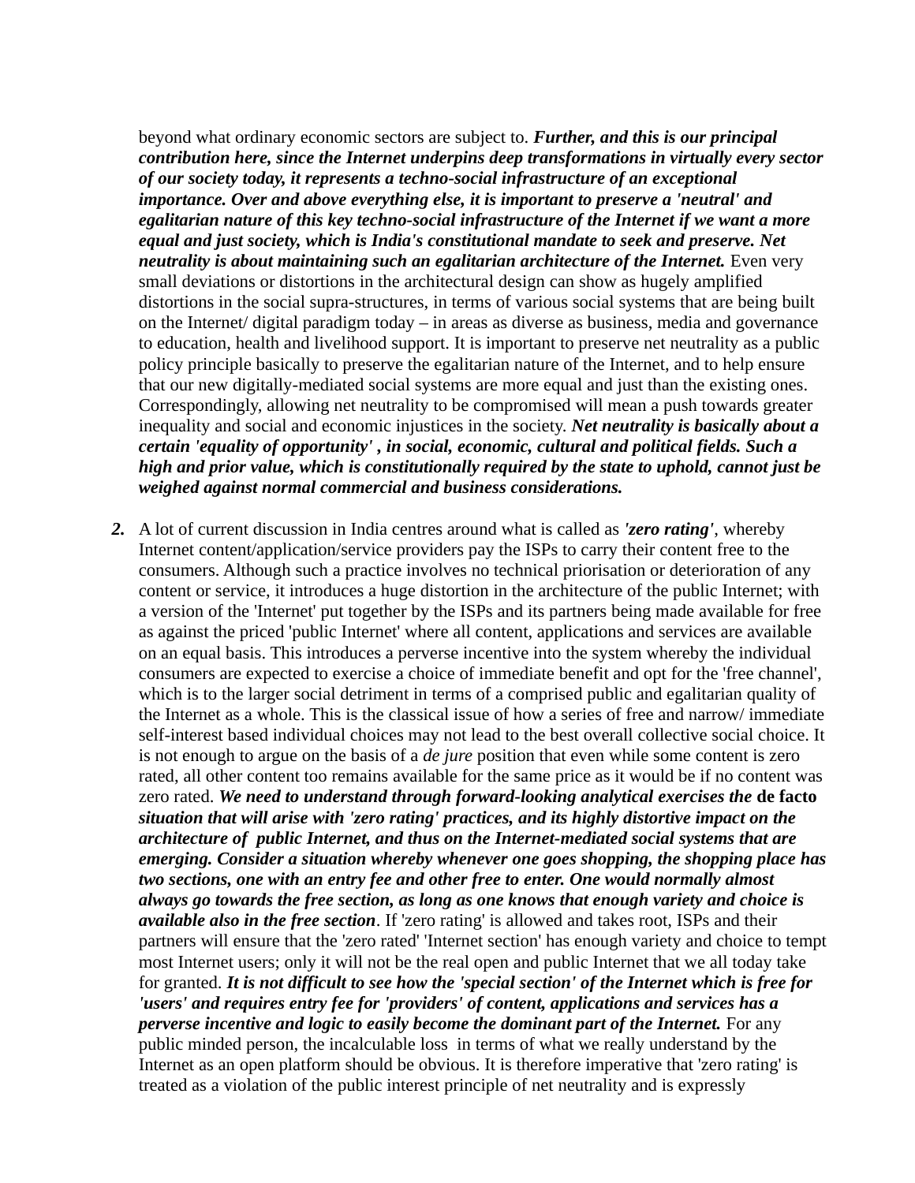beyond what ordinary economic sectors are subject to. ***Further, and this is our principal contribution here, since the Internet underpins deep transformations in virtually every sector of our society today, it represents a techno-social infrastructure of an exceptional importance. Over and above everything else, it is important to preserve a 'neutral' and egalitarian nature of this key techno-social infrastructure of the Internet if we want a more equal and just society, which is India's constitutional mandate to seek and preserve. Net neutrality is about maintaining such an egalitarian architecture of the Internet.*** Even very small deviations or distortions in the architectural design can show as hugely amplified distortions in the social supra-structures, in terms of various social systems that are being built on the Internet/ digital paradigm today – in areas as diverse as business, media and governance to education, health and livelihood support. It is important to preserve net neutrality as a public policy principle basically to preserve the egalitarian nature of the Internet, and to help ensure that our new digitally-mediated social systems are more equal and just than the existing ones. Correspondingly, allowing net neutrality to be compromised will mean a push towards greater inequality and social and economic injustices in the society. ***Net neutrality is basically about a certain 'equality of opportunity' , in social, economic, cultural and political fields. Such a high and prior value, which is constitutionally required by the state to uphold, cannot just be weighed against normal commercial and business considerations.***

***2.*** A lot of current discussion in India centres around what is called as ***'zero rating'***, whereby Internet content/application/service providers pay the ISPs to carry their content free to the consumers. Although such a practice involves no technical priorisation or deterioration of any content or service, it introduces a huge distortion in the architecture of the public Internet; with a version of the 'Internet' put together by the ISPs and its partners being made available for free as against the priced 'public Internet' where all content, applications and services are available on an equal basis. This introduces a perverse incentive into the system whereby the individual consumers are expected to exercise a choice of immediate benefit and opt for the 'free channel', which is to the larger social detriment in terms of a comprised public and egalitarian quality of the Internet as a whole. This is the classical issue of how a series of free and narrow/ immediate self-interest based individual choices may not lead to the best overall collective social choice. It is not enough to argue on the basis of a *de jure* position that even while some content is zero rated, all other content too remains available for the same price as it would be if no content was zero rated. ***We need to understand through forward-looking analytical exercises the*** **de facto** ***situation that will arise with 'zero rating' practices, and its highly distortive impact on the architecture of public Internet, and thus on the Internet-mediated social systems that are emerging. Consider a situation whereby whenever one goes shopping, the shopping place has two sections, one with an entry fee and other free to enter. One would normally almost always go towards the free section, as long as one knows that enough variety and choice is available also in the free section***. If 'zero rating' is allowed and takes root, ISPs and their partners will ensure that the 'zero rated' 'Internet section' has enough variety and choice to tempt most Internet users; only it will not be the real open and public Internet that we all today take for granted. ***It is not difficult to see how the 'special section' of the Internet which is free for 'users' and requires entry fee for 'providers' of content, applications and services has a perverse incentive and logic to easily become the dominant part of the Internet.*** For any public minded person, the incalculable loss in terms of what we really understand by the Internet as an open platform should be obvious. It is therefore imperative that 'zero rating' is treated as a violation of the public interest principle of net neutrality and is expressly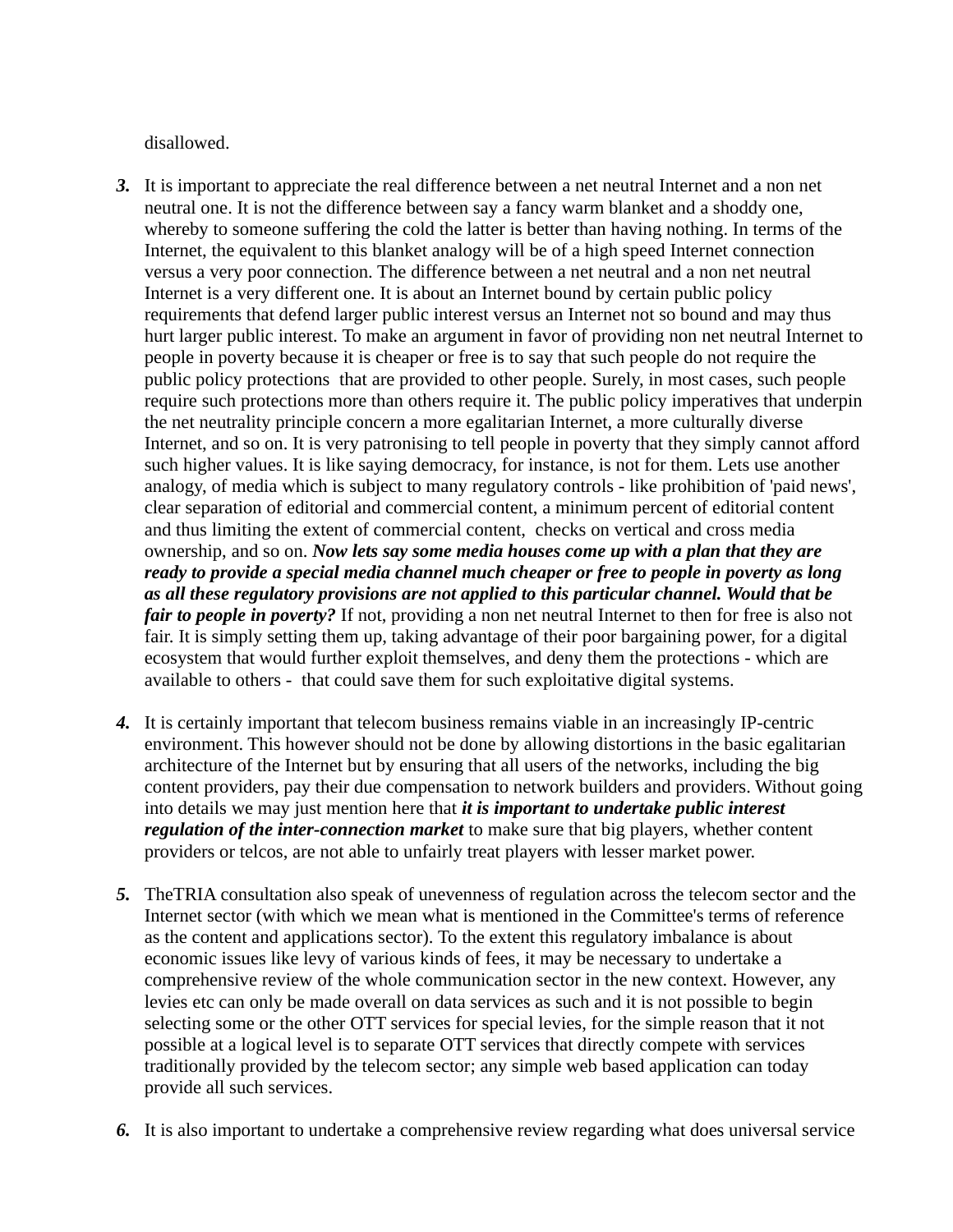disallowed.

3. It is important to appreciate the real difference between a net neutral Internet and a non net neutral one. It is not the difference between say a fancy warm blanket and a shoddy one, whereby to someone suffering the cold the latter is better than having nothing. In terms of the Internet, the equivalent to this blanket analogy will be of a high speed Internet connection versus a very poor connection. The difference between a net neutral and a non net neutral Internet is a very different one. It is about an Internet bound by certain public policy requirements that defend larger public interest versus an Internet not so bound and may thus hurt larger public interest. To make an argument in favor of providing non net neutral Internet to people in poverty because it is cheaper or free is to say that such people do not require the public policy protections that are provided to other people. Surely, in most cases, such people require such protections more than others require it. The public policy imperatives that underpin the net neutrality principle concern a more egalitarian Internet, a more culturally diverse Internet, and so on. It is very patronising to tell people in poverty that they simply cannot afford such higher values. It is like saying democracy, for instance, is not for them. Lets use another analogy, of media which is subject to many regulatory controls - like prohibition of 'paid news', clear separation of editorial and commercial content, a minimum percent of editorial content and thus limiting the extent of commercial content, checks on vertical and cross media ownership, and so on. ***Now lets say some media houses come up with a plan that they are ready to provide a special media channel much cheaper or free to people in poverty as long as all these regulatory provisions are not applied to this particular channel. Would that be fair to people in poverty?*** If not, providing a non net neutral Internet to then for free is also not fair. It is simply setting them up, taking advantage of their poor bargaining power, for a digital ecosystem that would further exploit themselves, and deny them the protections - which are available to others - that could save them for such exploitative digital systems.

4. It is certainly important that telecom business remains viable in an increasingly IP-centric environment. This however should not be done by allowing distortions in the basic egalitarian architecture of the Internet but by ensuring that all users of the networks, including the big content providers, pay their due compensation to network builders and providers. Without going into details we may just mention here that ***it is important to undertake public interest regulation of the inter-connection market*** to make sure that big players, whether content providers or telcos, are not able to unfairly treat players with lesser market power.

5. TheTRIA consultation also speak of unevenness of regulation across the telecom sector and the Internet sector (with which we mean what is mentioned in the Committee's terms of reference as the content and applications sector). To the extent this regulatory imbalance is about economic issues like levy of various kinds of fees, it may be necessary to undertake a comprehensive review of the whole communication sector in the new context. However, any levies etc can only be made overall on data services as such and it is not possible to begin selecting some or the other OTT services for special levies, for the simple reason that it not possible at a logical level is to separate OTT services that directly compete with services traditionally provided by the telecom sector; any simple web based application can today provide all such services.

6. It is also important to undertake a comprehensive review regarding what does universal service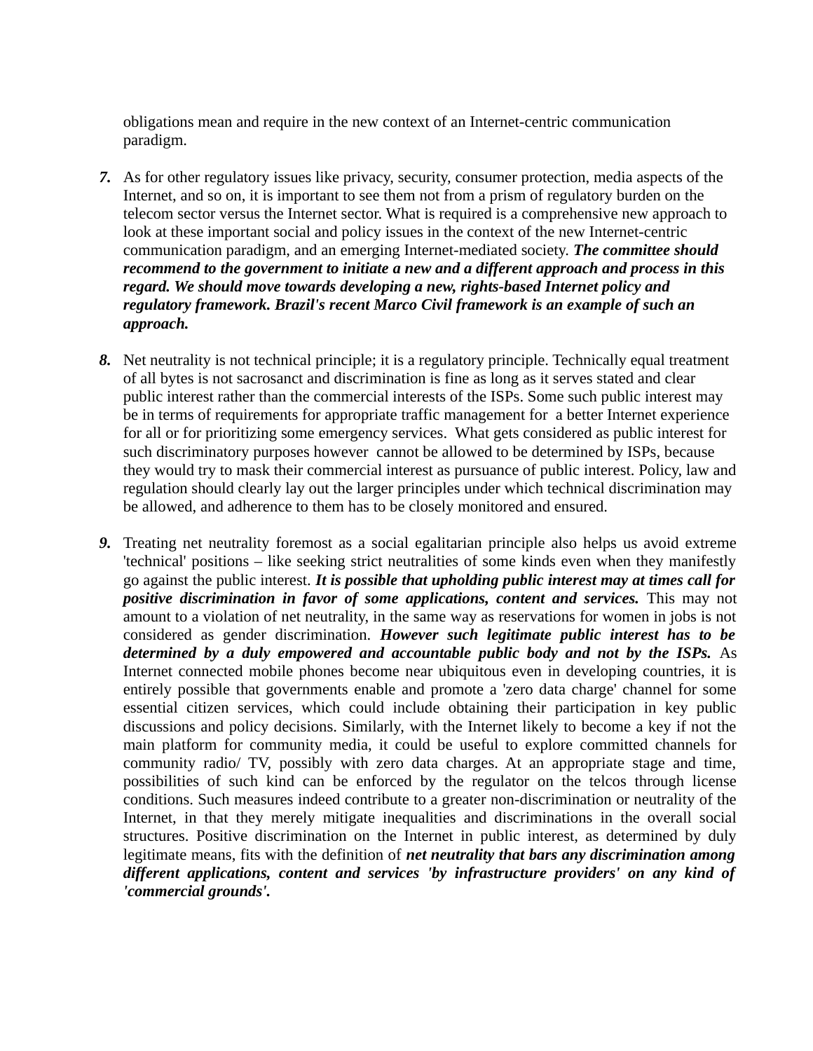obligations mean and require in the new context of an Internet-centric communication paradigm.

7. As for other regulatory issues like privacy, security, consumer protection, media aspects of the Internet, and so on, it is important to see them not from a prism of regulatory burden on the telecom sector versus the Internet sector. What is required is a comprehensive new approach to look at these important social and policy issues in the context of the new Internet-centric communication paradigm, and an emerging Internet-mediated society. ***The committee should recommend to the government to initiate a new and a different approach and process in this regard. We should move towards developing a new, rights-based Internet policy and regulatory framework. Brazil's recent Marco Civil framework is an example of such an approach.***

8. Net neutrality is not technical principle; it is a regulatory principle. Technically equal treatment of all bytes is not sacrosanct and discrimination is fine as long as it serves stated and clear public interest rather than the commercial interests of the ISPs. Some such public interest may be in terms of requirements for appropriate traffic management for a better Internet experience for all or for prioritizing some emergency services. What gets considered as public interest for such discriminatory purposes however cannot be allowed to be determined by ISPs, because they would try to mask their commercial interest as pursuance of public interest. Policy, law and regulation should clearly lay out the larger principles under which technical discrimination may be allowed, and adherence to them has to be closely monitored and ensured.

9. Treating net neutrality foremost as a social egalitarian principle also helps us avoid extreme 'technical' positions – like seeking strict neutralities of some kinds even when they manifestly go against the public interest. ***It is possible that upholding public interest may at times call for positive discrimination in favor of some applications, content and services.*** This may not amount to a violation of net neutrality, in the same way as reservations for women in jobs is not considered as gender discrimination. ***However such legitimate public interest has to be determined by a duly empowered and accountable public body and not by the ISPs.*** As Internet connected mobile phones become near ubiquitous even in developing countries, it is entirely possible that governments enable and promote a 'zero data charge' channel for some essential citizen services, which could include obtaining their participation in key public discussions and policy decisions. Similarly, with the Internet likely to become a key if not the main platform for community media, it could be useful to explore committed channels for community radio/ TV, possibly with zero data charges. At an appropriate stage and time, possibilities of such kind can be enforced by the regulator on the telcos through license conditions. Such measures indeed contribute to a greater non-discrimination or neutrality of the Internet, in that they merely mitigate inequalities and discriminations in the overall social structures. Positive discrimination on the Internet in public interest, as determined by duly legitimate means, fits with the definition of ***net neutrality that bars any discrimination among different applications, content and services 'by infrastructure providers' on any kind of 'commercial grounds'.***